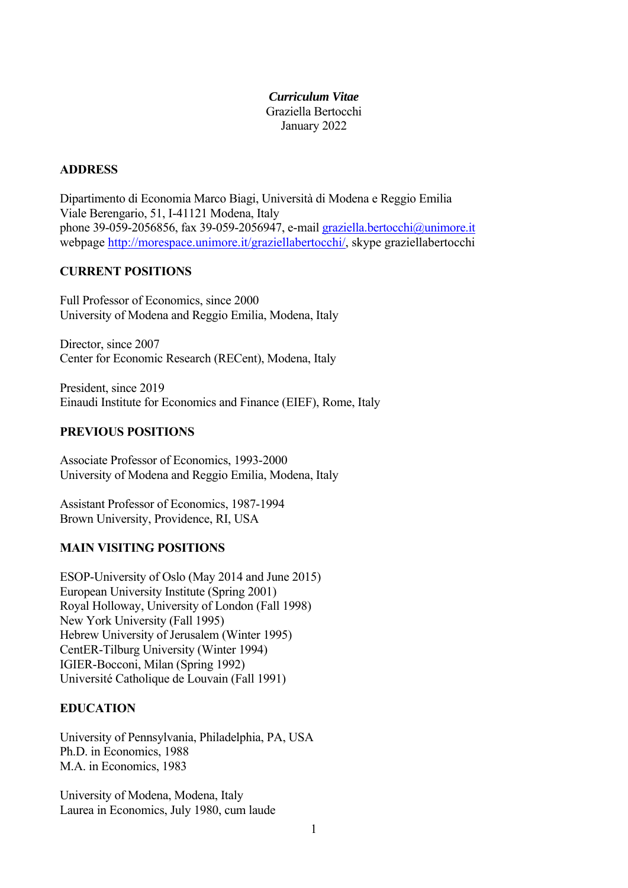*Curriculum Vitae*
Graziella Bertocchi
January 2022

## ADDRESS

Dipartimento di Economia Marco Biagi, Università di Modena e Reggio Emilia
Viale Berengario, 51, I-41121 Modena, Italy
phone 39-059-2056856, fax 39-059-2056947, e-mail graziella.bertocchi@unimore.it
webpage http://morespace.unimore.it/graziellabertocchi/, skype graziellabertocchi

## CURRENT POSITIONS

Full Professor of Economics, since 2000
University of Modena and Reggio Emilia, Modena, Italy

Director, since 2007
Center for Economic Research (RECent), Modena, Italy

President, since 2019
Einaudi Institute for Economics and Finance (EIEF), Rome, Italy

## PREVIOUS POSITIONS

Associate Professor of Economics, 1993-2000
University of Modena and Reggio Emilia, Modena, Italy

Assistant Professor of Economics, 1987-1994
Brown University, Providence, RI, USA

## MAIN VISITING POSITIONS

ESOP-University of Oslo (May 2014 and June 2015)
European University Institute (Spring 2001)
Royal Holloway, University of London (Fall 1998)
New York University (Fall 1995)
Hebrew University of Jerusalem (Winter 1995)
CentER-Tilburg University (Winter 1994)
IGIER-Bocconi, Milan (Spring 1992)
Université Catholique de Louvain (Fall 1991)

## EDUCATION

University of Pennsylvania, Philadelphia, PA, USA
Ph.D. in Economics, 1988
M.A. in Economics, 1983

University of Modena, Modena, Italy
Laurea in Economics, July 1980, cum laude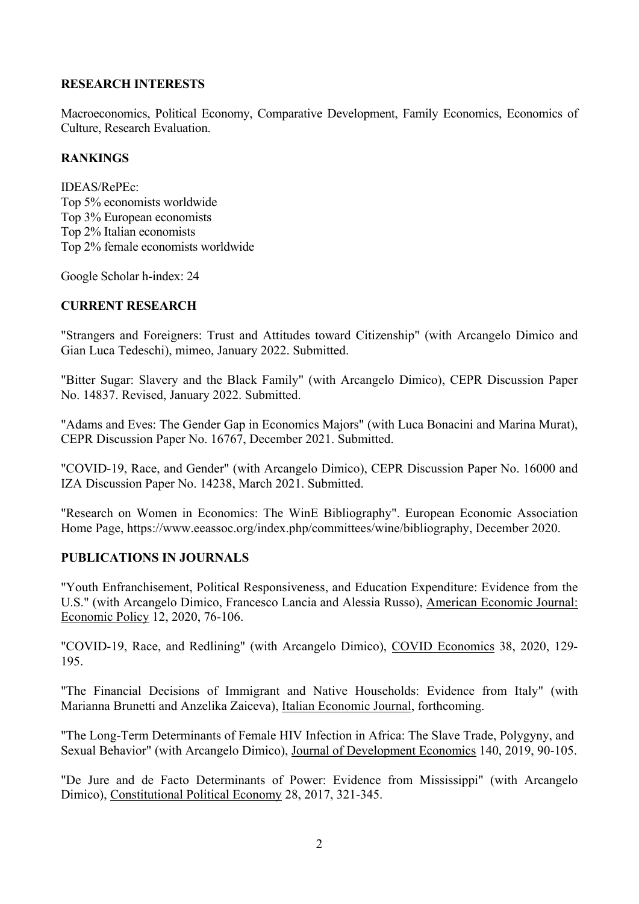## RESEARCH INTERESTS

Macroeconomics, Political Economy, Comparative Development, Family Economics, Economics of Culture, Research Evaluation.

## RANKINGS

IDEAS/RePEc:
Top 5% economists worldwide
Top 3% European economists
Top 2% Italian economists
Top 2% female economists worldwide

Google Scholar h-index: 24

## CURRENT RESEARCH

"Strangers and Foreigners: Trust and Attitudes toward Citizenship" (with Arcangelo Dimico and Gian Luca Tedeschi), mimeo, January 2022. Submitted.

"Bitter Sugar: Slavery and the Black Family" (with Arcangelo Dimico), CEPR Discussion Paper No. 14837. Revised, January 2022. Submitted.

"Adams and Eves: The Gender Gap in Economics Majors" (with Luca Bonacini and Marina Murat), CEPR Discussion Paper No. 16767, December 2021. Submitted.

"COVID-19, Race, and Gender" (with Arcangelo Dimico), CEPR Discussion Paper No. 16000 and IZA Discussion Paper No. 14238, March 2021. Submitted.

"Research on Women in Economics: The WinE Bibliography". European Economic Association Home Page, https://www.eeassoc.org/index.php/committees/wine/bibliography, December 2020.

## PUBLICATIONS IN JOURNALS

"Youth Enfranchisement, Political Responsiveness, and Education Expenditure: Evidence from the U.S." (with Arcangelo Dimico, Francesco Lancia and Alessia Russo), American Economic Journal: Economic Policy 12, 2020, 76-106.

"COVID-19, Race, and Redlining" (with Arcangelo Dimico), COVID Economics 38, 2020, 129-195.

"The Financial Decisions of Immigrant and Native Households: Evidence from Italy" (with Marianna Brunetti and Anzelika Zaiceva), Italian Economic Journal, forthcoming.

"The Long-Term Determinants of Female HIV Infection in Africa: The Slave Trade, Polygyny, and Sexual Behavior" (with Arcangelo Dimico), Journal of Development Economics 140, 2019, 90-105.

"De Jure and de Facto Determinants of Power: Evidence from Mississippi" (with Arcangelo Dimico), Constitutional Political Economy 28, 2017, 321-345.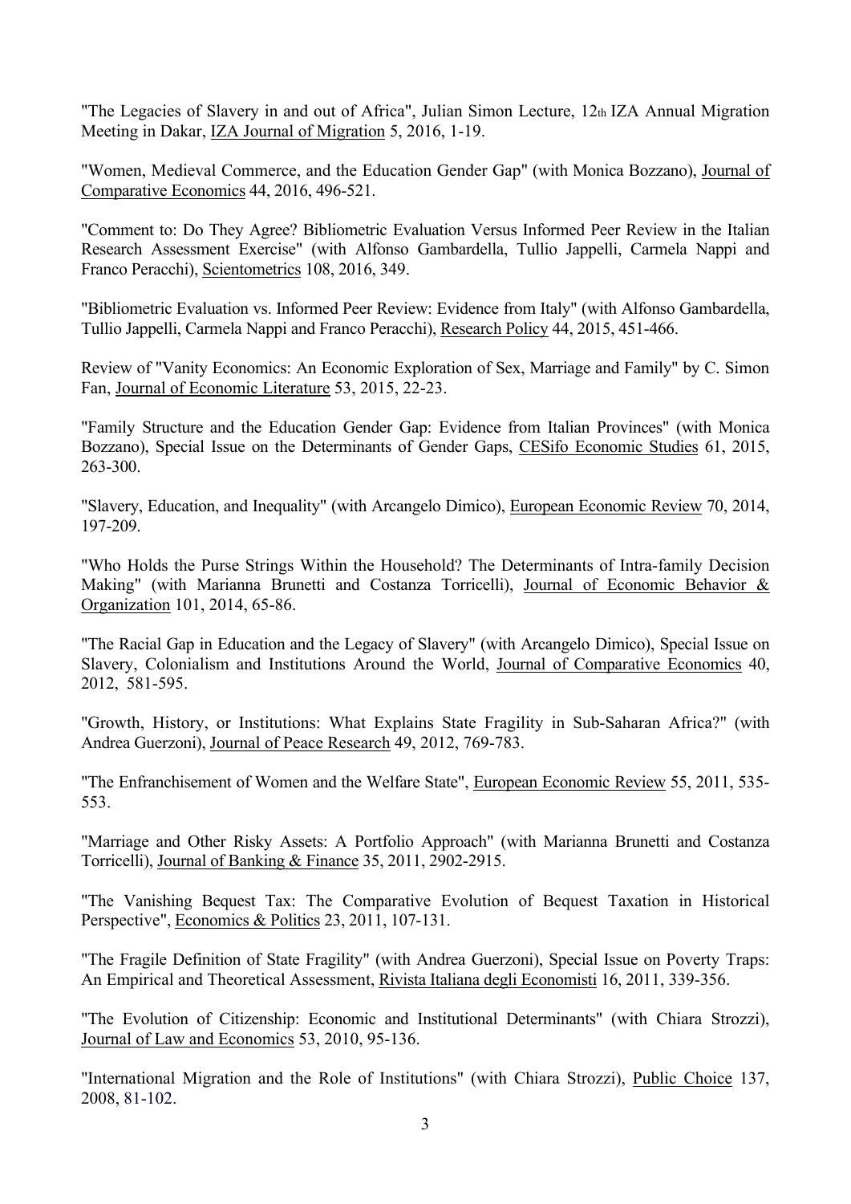"The Legacies of Slavery in and out of Africa", Julian Simon Lecture, 12th IZA Annual Migration Meeting in Dakar, IZA Journal of Migration 5, 2016, 1-19.

"Women, Medieval Commerce, and the Education Gender Gap" (with Monica Bozzano), Journal of Comparative Economics 44, 2016, 496-521.

"Comment to: Do They Agree? Bibliometric Evaluation Versus Informed Peer Review in the Italian Research Assessment Exercise" (with Alfonso Gambardella, Tullio Jappelli, Carmela Nappi and Franco Peracchi), Scientometrics 108, 2016, 349.

"Bibliometric Evaluation vs. Informed Peer Review: Evidence from Italy" (with Alfonso Gambardella, Tullio Jappelli, Carmela Nappi and Franco Peracchi), Research Policy 44, 2015, 451-466.

Review of "Vanity Economics: An Economic Exploration of Sex, Marriage and Family" by C. Simon Fan, Journal of Economic Literature 53, 2015, 22-23.

"Family Structure and the Education Gender Gap: Evidence from Italian Provinces" (with Monica Bozzano), Special Issue on the Determinants of Gender Gaps, CESifo Economic Studies 61, 2015, 263-300.

"Slavery, Education, and Inequality" (with Arcangelo Dimico), European Economic Review 70, 2014, 197-209.

"Who Holds the Purse Strings Within the Household? The Determinants of Intra-family Decision Making" (with Marianna Brunetti and Costanza Torricelli), Journal of Economic Behavior & Organization 101, 2014, 65-86.

"The Racial Gap in Education and the Legacy of Slavery" (with Arcangelo Dimico), Special Issue on Slavery, Colonialism and Institutions Around the World, Journal of Comparative Economics 40, 2012, 581-595.

"Growth, History, or Institutions: What Explains State Fragility in Sub-Saharan Africa?" (with Andrea Guerzoni), Journal of Peace Research 49, 2012, 769-783.

"The Enfranchisement of Women and the Welfare State", European Economic Review 55, 2011, 535-553.

"Marriage and Other Risky Assets: A Portfolio Approach" (with Marianna Brunetti and Costanza Torricelli), Journal of Banking & Finance 35, 2011, 2902-2915.

"The Vanishing Bequest Tax: The Comparative Evolution of Bequest Taxation in Historical Perspective", Economics & Politics 23, 2011, 107-131.

"The Fragile Definition of State Fragility" (with Andrea Guerzoni), Special Issue on Poverty Traps: An Empirical and Theoretical Assessment, Rivista Italiana degli Economisti 16, 2011, 339-356.

"The Evolution of Citizenship: Economic and Institutional Determinants" (with Chiara Strozzi), Journal of Law and Economics 53, 2010, 95-136.

"International Migration and the Role of Institutions" (with Chiara Strozzi), Public Choice 137, 2008, 81-102.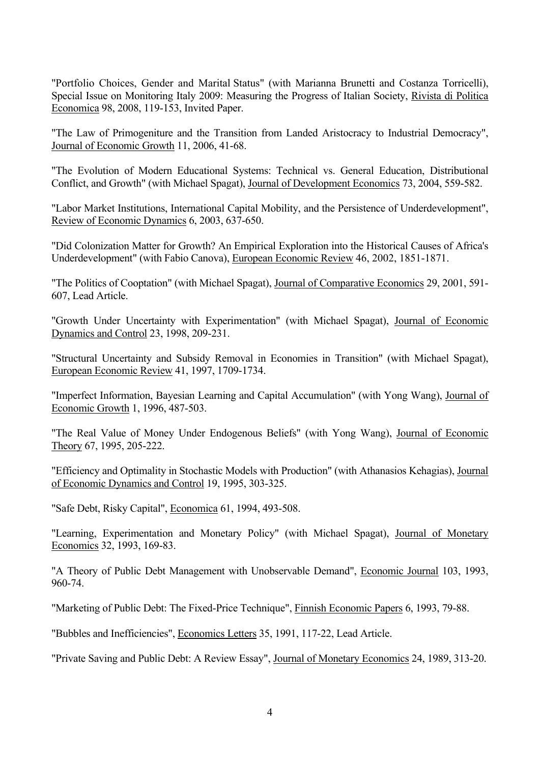"Portfolio Choices, Gender and Marital Status" (with Marianna Brunetti and Costanza Torricelli), Special Issue on Monitoring Italy 2009: Measuring the Progress of Italian Society, Rivista di Politica Economica 98, 2008, 119-153, Invited Paper.

"The Law of Primogeniture and the Transition from Landed Aristocracy to Industrial Democracy", Journal of Economic Growth 11, 2006, 41-68.

"The Evolution of Modern Educational Systems: Technical vs. General Education, Distributional Conflict, and Growth" (with Michael Spagat), Journal of Development Economics 73, 2004, 559-582.

"Labor Market Institutions, International Capital Mobility, and the Persistence of Underdevelopment", Review of Economic Dynamics 6, 2003, 637-650.

"Did Colonization Matter for Growth? An Empirical Exploration into the Historical Causes of Africa's Underdevelopment" (with Fabio Canova), European Economic Review 46, 2002, 1851-1871.

"The Politics of Cooptation" (with Michael Spagat), Journal of Comparative Economics 29, 2001, 591-607, Lead Article.

"Growth Under Uncertainty with Experimentation" (with Michael Spagat), Journal of Economic Dynamics and Control 23, 1998, 209-231.

"Structural Uncertainty and Subsidy Removal in Economies in Transition" (with Michael Spagat), European Economic Review 41, 1997, 1709-1734.

"Imperfect Information, Bayesian Learning and Capital Accumulation" (with Yong Wang), Journal of Economic Growth 1, 1996, 487-503.

"The Real Value of Money Under Endogenous Beliefs" (with Yong Wang), Journal of Economic Theory 67, 1995, 205-222.

"Efficiency and Optimality in Stochastic Models with Production" (with Athanasios Kehagias), Journal of Economic Dynamics and Control 19, 1995, 303-325.

"Safe Debt, Risky Capital", Economica 61, 1994, 493-508.

"Learning, Experimentation and Monetary Policy" (with Michael Spagat), Journal of Monetary Economics 32, 1993, 169-83.

"A Theory of Public Debt Management with Unobservable Demand", Economic Journal 103, 1993, 960-74.

"Marketing of Public Debt: The Fixed-Price Technique", Finnish Economic Papers 6, 1993, 79-88.

"Bubbles and Inefficiencies", Economics Letters 35, 1991, 117-22, Lead Article.

"Private Saving and Public Debt: A Review Essay", Journal of Monetary Economics 24, 1989, 313-20.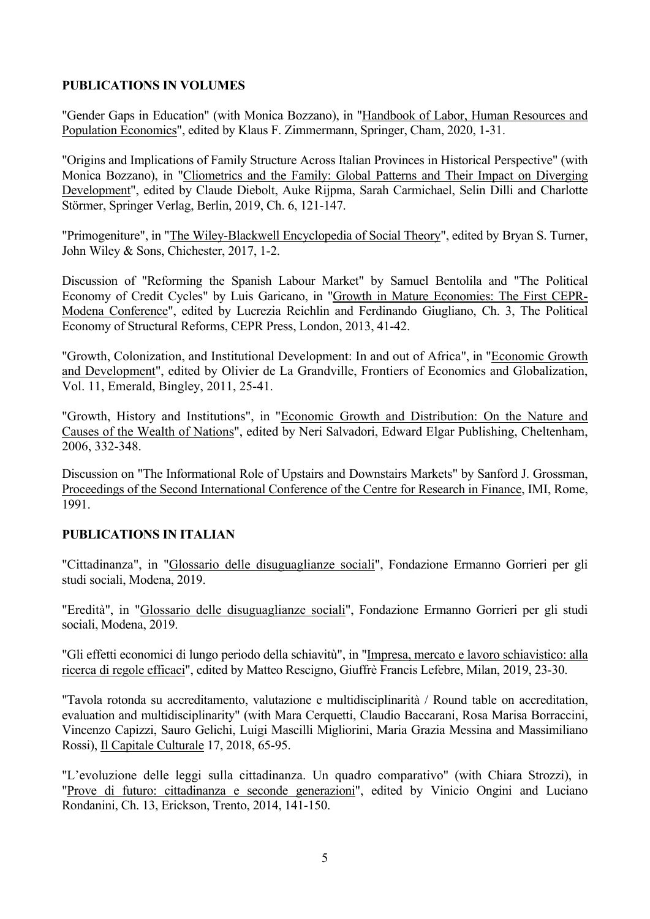## PUBLICATIONS IN VOLUMES

"Gender Gaps in Education" (with Monica Bozzano), in "Handbook of Labor, Human Resources and Population Economics", edited by Klaus F. Zimmermann, Springer, Cham, 2020, 1-31.

"Origins and Implications of Family Structure Across Italian Provinces in Historical Perspective" (with Monica Bozzano), in "Cliometrics and the Family: Global Patterns and Their Impact on Diverging Development", edited by Claude Diebolt, Auke Rijpma, Sarah Carmichael, Selin Dilli and Charlotte Störmer, Springer Verlag, Berlin, 2019, Ch. 6, 121-147.

"Primogeniture", in "The Wiley-Blackwell Encyclopedia of Social Theory", edited by Bryan S. Turner, John Wiley & Sons, Chichester, 2017, 1-2.

Discussion of "Reforming the Spanish Labour Market" by Samuel Bentolila and "The Political Economy of Credit Cycles" by Luis Garicano, in "Growth in Mature Economies: The First CEPR-Modena Conference", edited by Lucrezia Reichlin and Ferdinando Giugliano, Ch. 3, The Political Economy of Structural Reforms, CEPR Press, London, 2013, 41-42.

"Growth, Colonization, and Institutional Development: In and out of Africa", in "Economic Growth and Development", edited by Olivier de La Grandville, Frontiers of Economics and Globalization, Vol. 11, Emerald, Bingley, 2011, 25-41.

"Growth, History and Institutions", in "Economic Growth and Distribution: On the Nature and Causes of the Wealth of Nations", edited by Neri Salvadori, Edward Elgar Publishing, Cheltenham, 2006, 332-348.

Discussion on "The Informational Role of Upstairs and Downstairs Markets" by Sanford J. Grossman, Proceedings of the Second International Conference of the Centre for Research in Finance, IMI, Rome, 1991.

## PUBLICATIONS IN ITALIAN

"Cittadinanza", in "Glossario delle disuguaglianze sociali", Fondazione Ermanno Gorrieri per gli studi sociali, Modena, 2019.

"Eredità", in "Glossario delle disuguaglianze sociali", Fondazione Ermanno Gorrieri per gli studi sociali, Modena, 2019.

"Gli effetti economici di lungo periodo della schiavitù", in "Impresa, mercato e lavoro schiavistico: alla ricerca di regole efficaci", edited by Matteo Rescigno, Giuffrè Francis Lefebre, Milan, 2019, 23-30.

"Tavola rotonda su accreditamento, valutazione e multidisciplinarità / Round table on accreditation, evaluation and multidisciplinarity" (with Mara Cerquetti, Claudio Baccarani, Rosa Marisa Borraccini, Vincenzo Capizzi, Sauro Gelichi, Luigi Mascilli Migliorini, Maria Grazia Messina and Massimiliano Rossi), Il Capitale Culturale 17, 2018, 65-95.

"L'evoluzione delle leggi sulla cittadinanza. Un quadro comparativo" (with Chiara Strozzi), in "Prove di futuro: cittadinanza e seconde generazioni", edited by Vinicio Ongini and Luciano Rondanini, Ch. 13, Erickson, Trento, 2014, 141-150.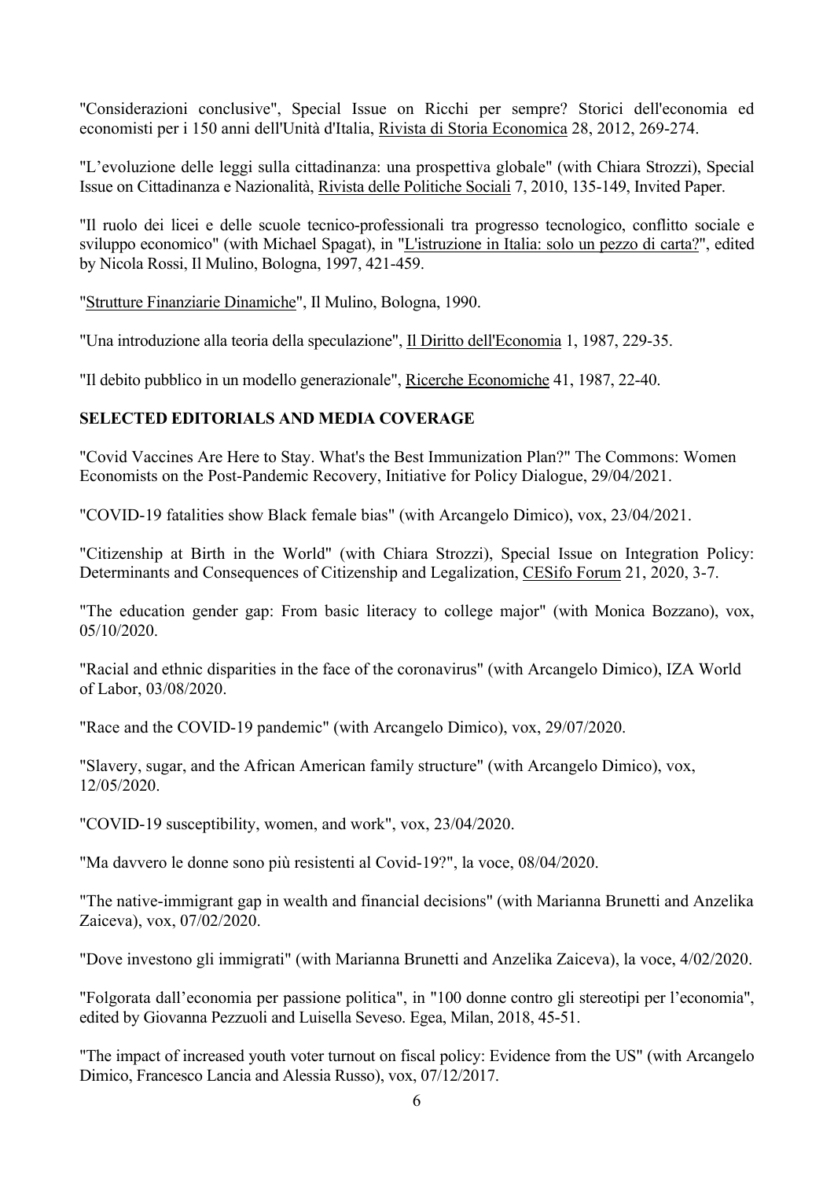"Considerazioni conclusive", Special Issue on Ricchi per sempre? Storici dell'economia ed economisti per i 150 anni dell'Unità d'Italia, Rivista di Storia Economica 28, 2012, 269-274.

"L'evoluzione delle leggi sulla cittadinanza: una prospettiva globale" (with Chiara Strozzi), Special Issue on Cittadinanza e Nazionalità, Rivista delle Politiche Sociali 7, 2010, 135-149, Invited Paper.

"Il ruolo dei licei e delle scuole tecnico-professionali tra progresso tecnologico, conflitto sociale e sviluppo economico" (with Michael Spagat), in "L'istruzione in Italia: solo un pezzo di carta?", edited by Nicola Rossi, Il Mulino, Bologna, 1997, 421-459.

"Strutture Finanziarie Dinamiche", Il Mulino, Bologna, 1990.

"Una introduzione alla teoria della speculazione", Il Diritto dell'Economia 1, 1987, 229-35.

"Il debito pubblico in un modello generazionale", Ricerche Economiche 41, 1987, 22-40.

**SELECTED EDITORIALS AND MEDIA COVERAGE**

"Covid Vaccines Are Here to Stay. What's the Best Immunization Plan?" The Commons: Women Economists on the Post-Pandemic Recovery, Initiative for Policy Dialogue, 29/04/2021.

"COVID-19 fatalities show Black female bias" (with Arcangelo Dimico), vox, 23/04/2021.

"Citizenship at Birth in the World" (with Chiara Strozzi), Special Issue on Integration Policy: Determinants and Consequences of Citizenship and Legalization, CESifo Forum 21, 2020, 3-7.

"The education gender gap: From basic literacy to college major" (with Monica Bozzano), vox, 05/10/2020.

"Racial and ethnic disparities in the face of the coronavirus" (with Arcangelo Dimico), IZA World of Labor, 03/08/2020.

"Race and the COVID-19 pandemic" (with Arcangelo Dimico), vox, 29/07/2020.

"Slavery, sugar, and the African American family structure" (with Arcangelo Dimico), vox, 12/05/2020.

"COVID-19 susceptibility, women, and work", vox, 23/04/2020.

"Ma davvero le donne sono più resistenti al Covid-19?", la voce, 08/04/2020.

"The native-immigrant gap in wealth and financial decisions" (with Marianna Brunetti and Anzelika Zaiceva), vox, 07/02/2020.

"Dove investono gli immigrati" (with Marianna Brunetti and Anzelika Zaiceva), la voce, 4/02/2020.

"Folgorata dall'economia per passione politica", in "100 donne contro gli stereotipi per l'economia", edited by Giovanna Pezzuoli and Luisella Seveso. Egea, Milan, 2018, 45-51.

"The impact of increased youth voter turnout on fiscal policy: Evidence from the US" (with Arcangelo Dimico, Francesco Lancia and Alessia Russo), vox, 07/12/2017.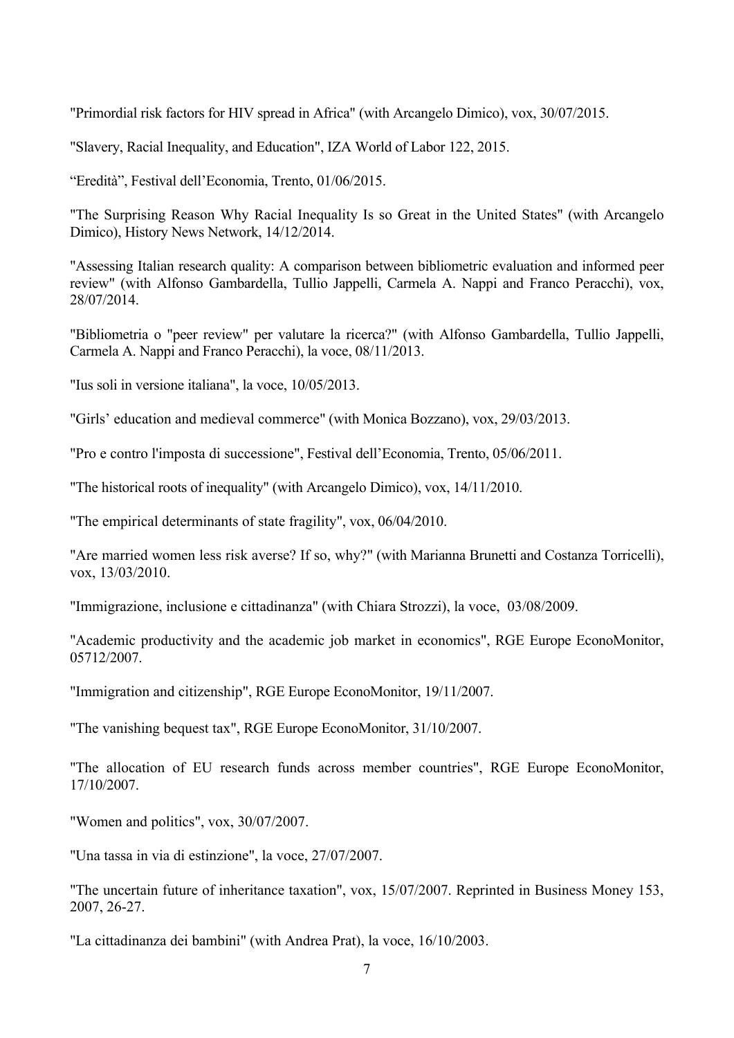"Primordial risk factors for HIV spread in Africa" (with Arcangelo Dimico), vox, 30/07/2015.

"Slavery, Racial Inequality, and Education", IZA World of Labor 122, 2015.

“Eredità”, Festival dell’Economia, Trento, 01/06/2015.

"The Surprising Reason Why Racial Inequality Is so Great in the United States" (with Arcangelo Dimico), History News Network, 14/12/2014.

"Assessing Italian research quality: A comparison between bibliometric evaluation and informed peer review" (with Alfonso Gambardella, Tullio Jappelli, Carmela A. Nappi and Franco Peracchi), vox, 28/07/2014.

"Bibliometria o "peer review" per valutare la ricerca?" (with Alfonso Gambardella, Tullio Jappelli, Carmela A. Nappi and Franco Peracchi), la voce, 08/11/2013.

"Ius soli in versione italiana", la voce, 10/05/2013.

"Girls’ education and medieval commerce" (with Monica Bozzano), vox, 29/03/2013.

"Pro e contro l'imposta di successione", Festival dell’Economia, Trento, 05/06/2011.

"The historical roots of inequality" (with Arcangelo Dimico), vox, 14/11/2010.

"The empirical determinants of state fragility", vox, 06/04/2010.

"Are married women less risk averse? If so, why?" (with Marianna Brunetti and Costanza Torricelli), vox, 13/03/2010.

"Immigrazione, inclusione e cittadinanza" (with Chiara Strozzi), la voce, 03/08/2009.

"Academic productivity and the academic job market in economics", RGE Europe EconoMonitor, 05712/2007.

"Immigration and citizenship", RGE Europe EconoMonitor, 19/11/2007.

"The vanishing bequest tax", RGE Europe EconoMonitor, 31/10/2007.

"The allocation of EU research funds across member countries", RGE Europe EconoMonitor, 17/10/2007.

"Women and politics", vox, 30/07/2007.

"Una tassa in via di estinzione", la voce, 27/07/2007.

"The uncertain future of inheritance taxation", vox, 15/07/2007. Reprinted in Business Money 153, 2007, 26-27.

"La cittadinanza dei bambini" (with Andrea Prat), la voce, 16/10/2003.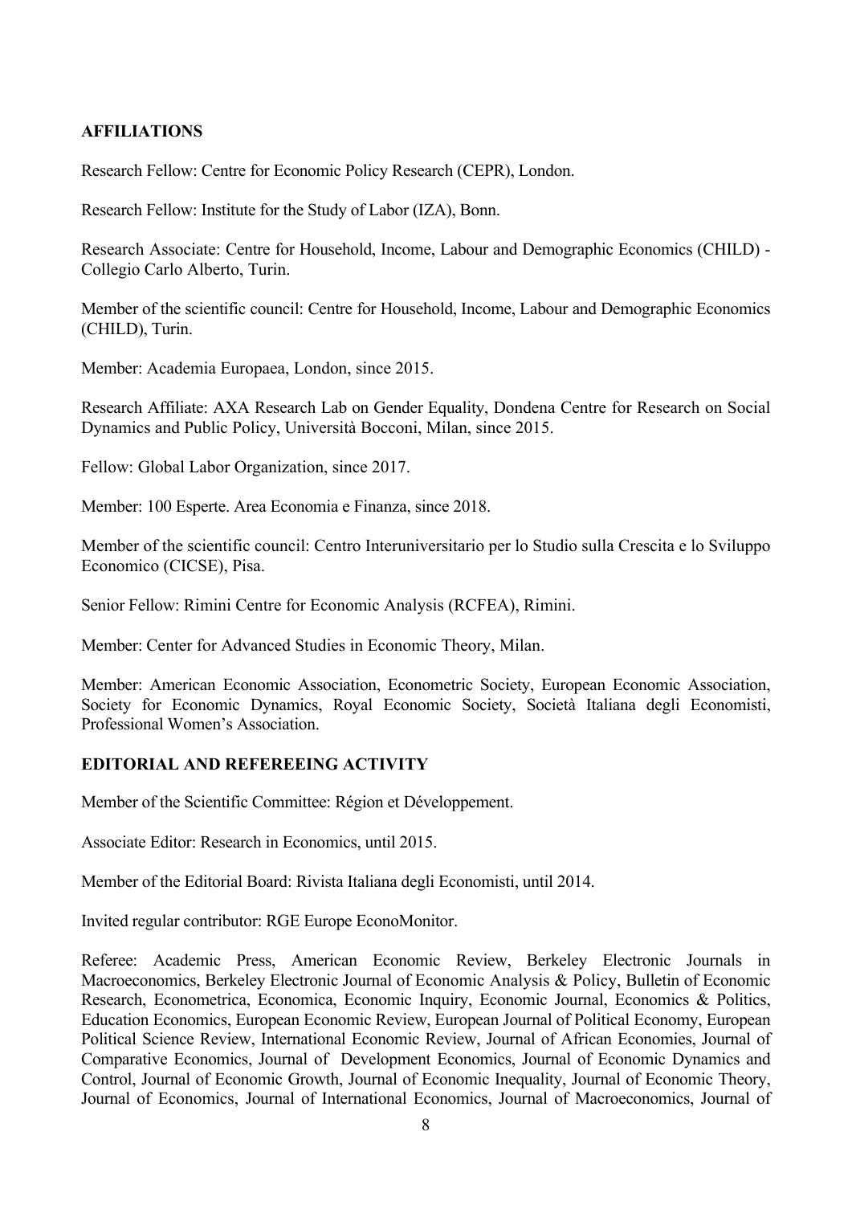## AFFILIATIONS

Research Fellow: Centre for Economic Policy Research (CEPR), London.

Research Fellow: Institute for the Study of Labor (IZA), Bonn.

Research Associate: Centre for Household, Income, Labour and Demographic Economics (CHILD) - Collegio Carlo Alberto, Turin.

Member of the scientific council: Centre for Household, Income, Labour and Demographic Economics (CHILD), Turin.

Member: Academia Europaea, London, since 2015.

Research Affiliate: AXA Research Lab on Gender Equality, Dondena Centre for Research on Social Dynamics and Public Policy, Università Bocconi, Milan, since 2015.

Fellow: Global Labor Organization, since 2017.

Member: 100 Esperte. Area Economia e Finanza, since 2018.

Member of the scientific council: Centro Interuniversitario per lo Studio sulla Crescita e lo Sviluppo Economico (CICSE), Pisa.

Senior Fellow: Rimini Centre for Economic Analysis (RCFEA), Rimini.

Member: Center for Advanced Studies in Economic Theory, Milan.

Member: American Economic Association, Econometric Society, European Economic Association, Society for Economic Dynamics, Royal Economic Society, Società Italiana degli Economisti, Professional Women's Association.

## EDITORIAL AND REFEREEING ACTIVITY

Member of the Scientific Committee: Région et Développement.

Associate Editor: Research in Economics, until 2015.

Member of the Editorial Board: Rivista Italiana degli Economisti, until 2014.

Invited regular contributor: RGE Europe EconoMonitor.

Referee: Academic Press, American Economic Review, Berkeley Electronic Journals in Macroeconomics, Berkeley Electronic Journal of Economic Analysis & Policy, Bulletin of Economic Research, Econometrica, Economica, Economic Inquiry, Economic Journal, Economics & Politics, Education Economics, European Economic Review, European Journal of Political Economy, European Political Science Review, International Economic Review, Journal of African Economies, Journal of Comparative Economics, Journal of Development Economics, Journal of Economic Dynamics and Control, Journal of Economic Growth, Journal of Economic Inequality, Journal of Economic Theory, Journal of Economics, Journal of International Economics, Journal of Macroeconomics, Journal of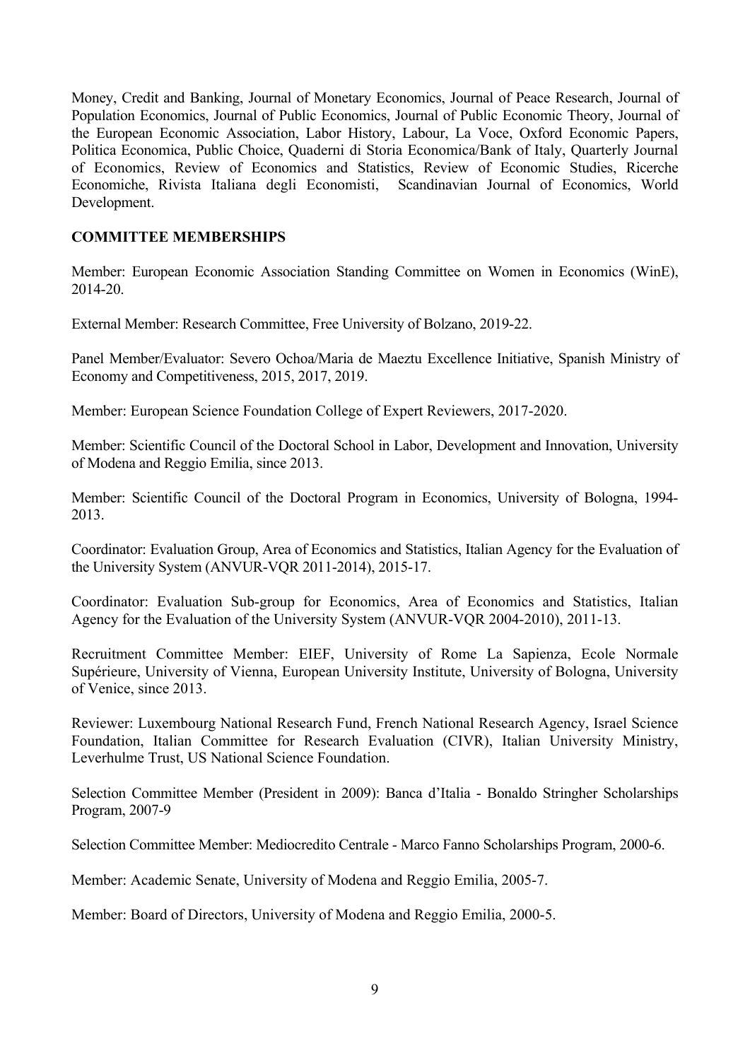Money, Credit and Banking, Journal of Monetary Economics, Journal of Peace Research, Journal of Population Economics, Journal of Public Economics, Journal of Public Economic Theory, Journal of the European Economic Association, Labor History, Labour, La Voce, Oxford Economic Papers, Politica Economica, Public Choice, Quaderni di Storia Economica/Bank of Italy, Quarterly Journal of Economics, Review of Economics and Statistics, Review of Economic Studies, Ricerche Economiche, Rivista Italiana degli Economisti, Scandinavian Journal of Economics, World Development.

**COMMITTEE MEMBERSHIPS**

Member: European Economic Association Standing Committee on Women in Economics (WinE), 2014-20.

External Member: Research Committee, Free University of Bolzano, 2019-22.

Panel Member/Evaluator: Severo Ochoa/Maria de Maeztu Excellence Initiative, Spanish Ministry of Economy and Competitiveness, 2015, 2017, 2019.

Member: European Science Foundation College of Expert Reviewers, 2017-2020.

Member: Scientific Council of the Doctoral School in Labor, Development and Innovation, University of Modena and Reggio Emilia, since 2013.

Member: Scientific Council of the Doctoral Program in Economics, University of Bologna, 1994-2013.

Coordinator: Evaluation Group, Area of Economics and Statistics, Italian Agency for the Evaluation of the University System (ANVUR-VQR 2011-2014), 2015-17.

Coordinator: Evaluation Sub-group for Economics, Area of Economics and Statistics, Italian Agency for the Evaluation of the University System (ANVUR-VQR 2004-2010), 2011-13.

Recruitment Committee Member: EIEF, University of Rome La Sapienza, Ecole Normale Supérieure, University of Vienna, European University Institute, University of Bologna, University of Venice, since 2013.

Reviewer: Luxembourg National Research Fund, French National Research Agency, Israel Science Foundation, Italian Committee for Research Evaluation (CIVR), Italian University Ministry, Leverhulme Trust, US National Science Foundation.

Selection Committee Member (President in 2009): Banca d'Italia - Bonaldo Stringher Scholarships Program, 2007-9

Selection Committee Member: Mediocredito Centrale - Marco Fanno Scholarships Program, 2000-6.

Member: Academic Senate, University of Modena and Reggio Emilia, 2005-7.

Member: Board of Directors, University of Modena and Reggio Emilia, 2000-5.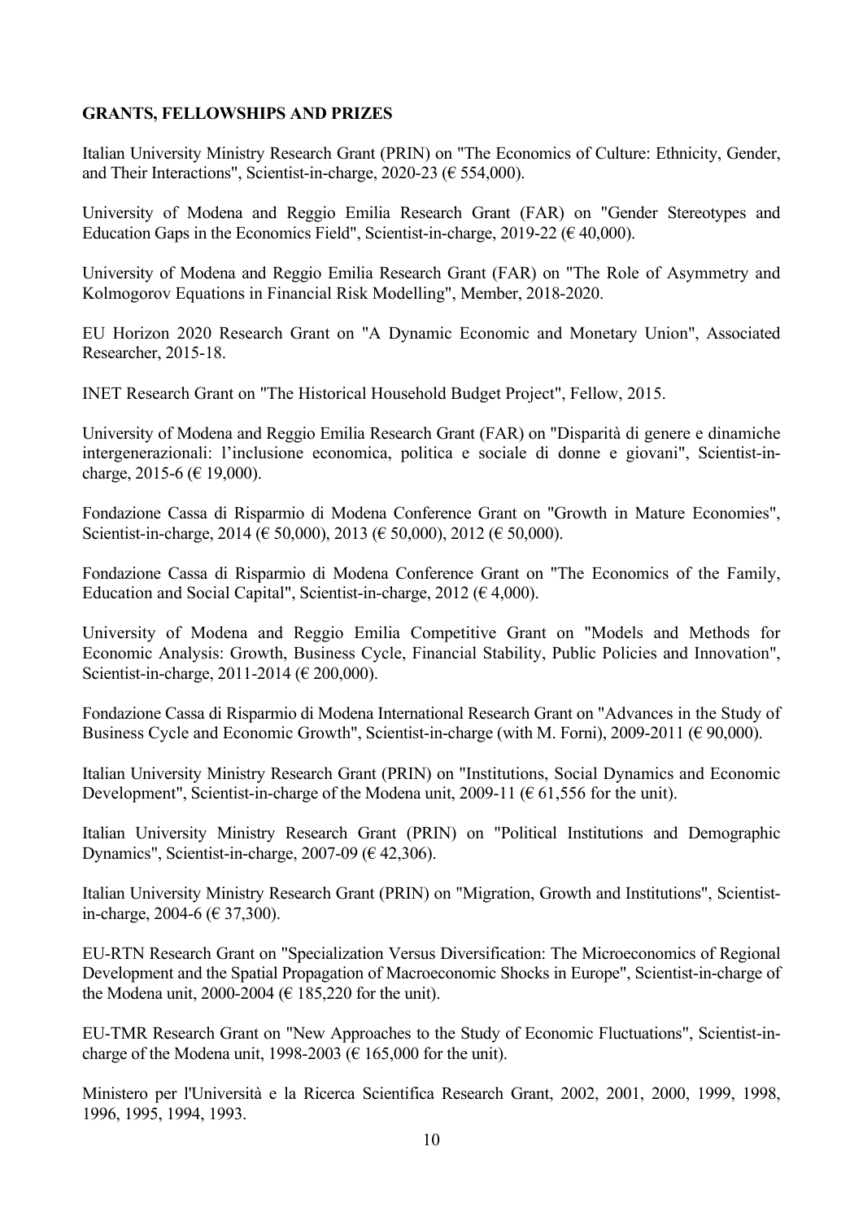**GRANTS, FELLOWSHIPS AND PRIZES**

Italian University Ministry Research Grant (PRIN) on "The Economics of Culture: Ethnicity, Gender, and Their Interactions", Scientist-in-charge, 2020-23 (€ 554,000).

University of Modena and Reggio Emilia Research Grant (FAR) on "Gender Stereotypes and Education Gaps in the Economics Field", Scientist-in-charge, 2019-22 (€ 40,000).

University of Modena and Reggio Emilia Research Grant (FAR) on "The Role of Asymmetry and Kolmogorov Equations in Financial Risk Modelling", Member, 2018-2020.

EU Horizon 2020 Research Grant on "A Dynamic Economic and Monetary Union", Associated Researcher, 2015-18.

INET Research Grant on "The Historical Household Budget Project", Fellow, 2015.

University of Modena and Reggio Emilia Research Grant (FAR) on "Disparità di genere e dinamiche intergenerazionali: l'inclusione economica, politica e sociale di donne e giovani", Scientist-in-charge, 2015-6 (€ 19,000).

Fondazione Cassa di Risparmio di Modena Conference Grant on "Growth in Mature Economies", Scientist-in-charge, 2014 (€ 50,000), 2013 (€ 50,000), 2012 (€ 50,000).

Fondazione Cassa di Risparmio di Modena Conference Grant on "The Economics of the Family, Education and Social Capital", Scientist-in-charge, 2012 (€ 4,000).

University of Modena and Reggio Emilia Competitive Grant on "Models and Methods for Economic Analysis: Growth, Business Cycle, Financial Stability, Public Policies and Innovation", Scientist-in-charge, 2011-2014 (€ 200,000).

Fondazione Cassa di Risparmio di Modena International Research Grant on "Advances in the Study of Business Cycle and Economic Growth", Scientist-in-charge (with M. Forni), 2009-2011 (€ 90,000).

Italian University Ministry Research Grant (PRIN) on "Institutions, Social Dynamics and Economic Development", Scientist-in-charge of the Modena unit, 2009-11 (€ 61,556 for the unit).

Italian University Ministry Research Grant (PRIN) on "Political Institutions and Demographic Dynamics", Scientist-in-charge, 2007-09 (€ 42,306).

Italian University Ministry Research Grant (PRIN) on "Migration, Growth and Institutions", Scientist-in-charge, 2004-6 (€ 37,300).

EU-RTN Research Grant on "Specialization Versus Diversification: The Microeconomics of Regional Development and the Spatial Propagation of Macroeconomic Shocks in Europe", Scientist-in-charge of the Modena unit, 2000-2004 (€ 185,220 for the unit).

EU-TMR Research Grant on "New Approaches to the Study of Economic Fluctuations", Scientist-in-charge of the Modena unit, 1998-2003 (€ 165,000 for the unit).

Ministero per l'Università e la Ricerca Scientifica Research Grant, 2002, 2001, 2000, 1999, 1998, 1996, 1995, 1994, 1993.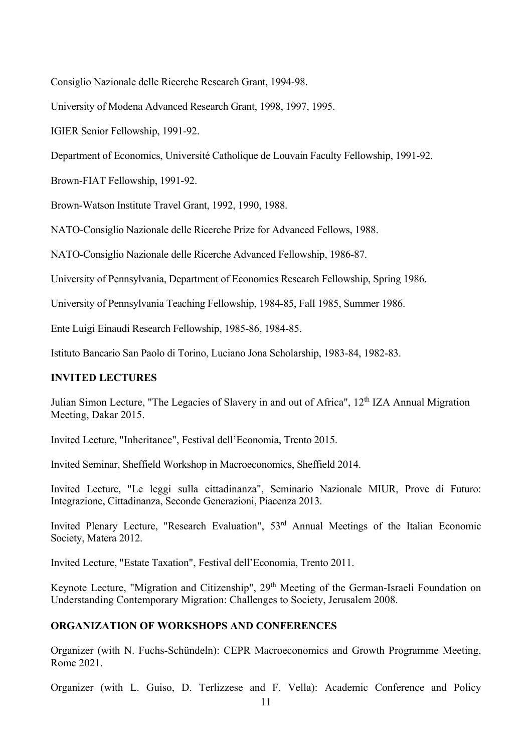Consiglio Nazionale delle Ricerche Research Grant, 1994-98.

University of Modena Advanced Research Grant, 1998, 1997, 1995.

IGIER Senior Fellowship, 1991-92.

Department of Economics, Université Catholique de Louvain Faculty Fellowship, 1991-92.

Brown-FIAT Fellowship, 1991-92.

Brown-Watson Institute Travel Grant, 1992, 1990, 1988.

NATO-Consiglio Nazionale delle Ricerche Prize for Advanced Fellows, 1988.

NATO-Consiglio Nazionale delle Ricerche Advanced Fellowship, 1986-87.

University of Pennsylvania, Department of Economics Research Fellowship, Spring 1986.

University of Pennsylvania Teaching Fellowship, 1984-85, Fall 1985, Summer 1986.

Ente Luigi Einaudi Research Fellowship, 1985-86, 1984-85.

Istituto Bancario San Paolo di Torino, Luciano Jona Scholarship, 1983-84, 1982-83.

**INVITED LECTURES**

Julian Simon Lecture, "The Legacies of Slavery in and out of Africa", 12th IZA Annual Migration Meeting, Dakar 2015.

Invited Lecture, "Inheritance", Festival dell'Economia, Trento 2015.

Invited Seminar, Sheffield Workshop in Macroeconomics, Sheffield 2014.

Invited Lecture, "Le leggi sulla cittadinanza", Seminario Nazionale MIUR, Prove di Futuro: Integrazione, Cittadinanza, Seconde Generazioni, Piacenza 2013.

Invited Plenary Lecture, "Research Evaluation", 53rd Annual Meetings of the Italian Economic Society, Matera 2012.

Invited Lecture, "Estate Taxation", Festival dell'Economia, Trento 2011.

Keynote Lecture, "Migration and Citizenship", 29th Meeting of the German-Israeli Foundation on Understanding Contemporary Migration: Challenges to Society, Jerusalem 2008.

**ORGANIZATION OF WORKSHOPS AND CONFERENCES**

Organizer (with N. Fuchs-Schündeln): CEPR Macroeconomics and Growth Programme Meeting, Rome 2021.

Organizer (with L. Guiso, D. Terlizzese and F. Vella): Academic Conference and Policy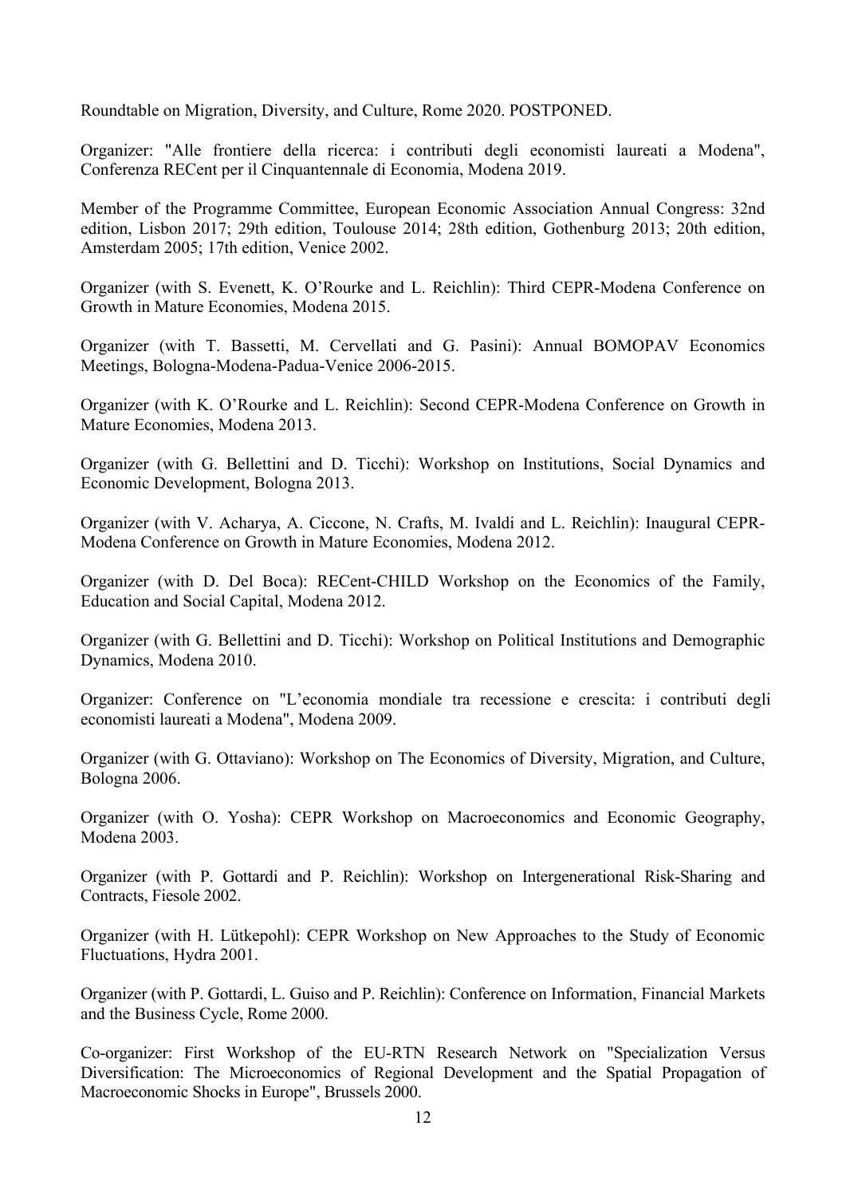Roundtable on Migration, Diversity, and Culture, Rome 2020. POSTPONED.

Organizer: "Alle frontiere della ricerca: i contributi degli economisti laureati a Modena", Conferenza RECent per il Cinquantennale di Economia, Modena 2019.

Member of the Programme Committee, European Economic Association Annual Congress: 32nd edition, Lisbon 2017; 29th edition, Toulouse 2014; 28th edition, Gothenburg 2013; 20th edition, Amsterdam 2005; 17th edition, Venice 2002.

Organizer (with S. Evenett, K. O'Rourke and L. Reichlin): Third CEPR-Modena Conference on Growth in Mature Economies, Modena 2015.

Organizer (with T. Bassetti, M. Cervellati and G. Pasini): Annual BOMOPAV Economics Meetings, Bologna-Modena-Padua-Venice 2006-2015.

Organizer (with K. O'Rourke and L. Reichlin): Second CEPR-Modena Conference on Growth in Mature Economies, Modena 2013.

Organizer (with G. Bellettini and D. Ticchi): Workshop on Institutions, Social Dynamics and Economic Development, Bologna 2013.

Organizer (with V. Acharya, A. Ciccone, N. Crafts, M. Ivaldi and L. Reichlin): Inaugural CEPR-Modena Conference on Growth in Mature Economies, Modena 2012.

Organizer (with D. Del Boca): RECent-CHILD Workshop on the Economics of the Family, Education and Social Capital, Modena 2012.

Organizer (with G. Bellettini and D. Ticchi): Workshop on Political Institutions and Demographic Dynamics, Modena 2010.

Organizer: Conference on "L'economia mondiale tra recessione e crescita: i contributi degli economisti laureati a Modena", Modena 2009.

Organizer (with G. Ottaviano): Workshop on The Economics of Diversity, Migration, and Culture, Bologna 2006.

Organizer (with O. Yosha): CEPR Workshop on Macroeconomics and Economic Geography, Modena 2003.

Organizer (with P. Gottardi and P. Reichlin): Workshop on Intergenerational Risk-Sharing and Contracts, Fiesole 2002.

Organizer (with H. Lütkepohl): CEPR Workshop on New Approaches to the Study of Economic Fluctuations, Hydra 2001.

Organizer (with P. Gottardi, L. Guiso and P. Reichlin): Conference on Information, Financial Markets and the Business Cycle, Rome 2000.

Co-organizer: First Workshop of the EU-RTN Research Network on "Specialization Versus Diversification: The Microeconomics of Regional Development and the Spatial Propagation of Macroeconomic Shocks in Europe", Brussels 2000.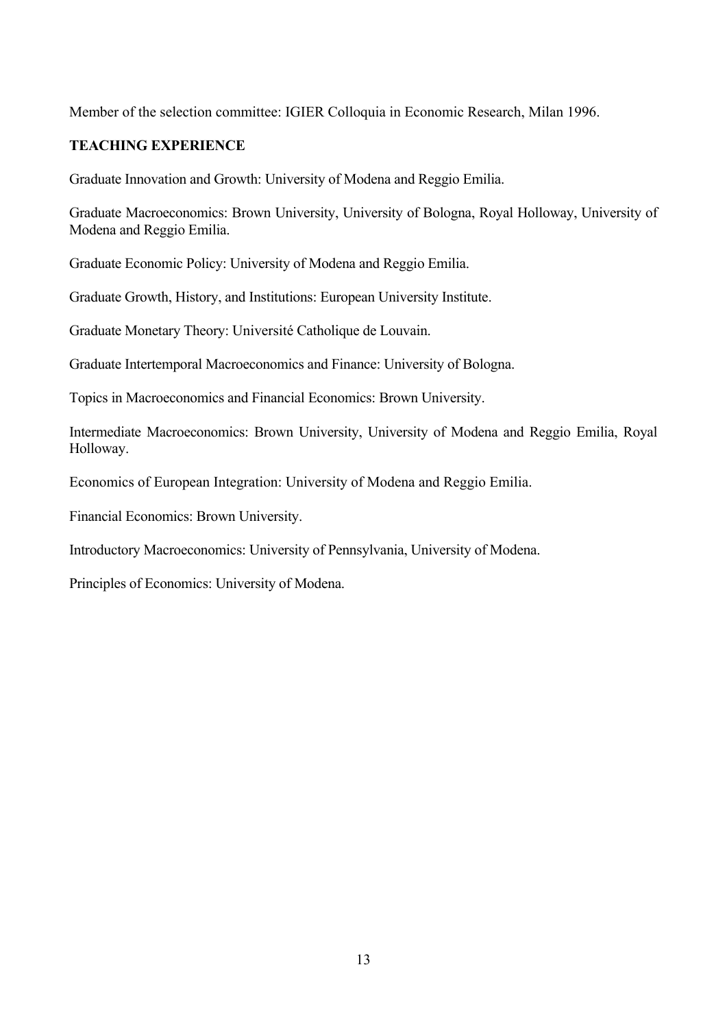Member of the selection committee: IGIER Colloquia in Economic Research, Milan 1996.

## TEACHING EXPERIENCE

Graduate Innovation and Growth: University of Modena and Reggio Emilia.

Graduate Macroeconomics: Brown University, University of Bologna, Royal Holloway, University of Modena and Reggio Emilia.

Graduate Economic Policy: University of Modena and Reggio Emilia.

Graduate Growth, History, and Institutions: European University Institute.

Graduate Monetary Theory: Université Catholique de Louvain.

Graduate Intertemporal Macroeconomics and Finance: University of Bologna.

Topics in Macroeconomics and Financial Economics: Brown University.

Intermediate Macroeconomics: Brown University, University of Modena and Reggio Emilia, Royal Holloway.

Economics of European Integration: University of Modena and Reggio Emilia.

Financial Economics: Brown University.

Introductory Macroeconomics: University of Pennsylvania, University of Modena.

Principles of Economics: University of Modena.